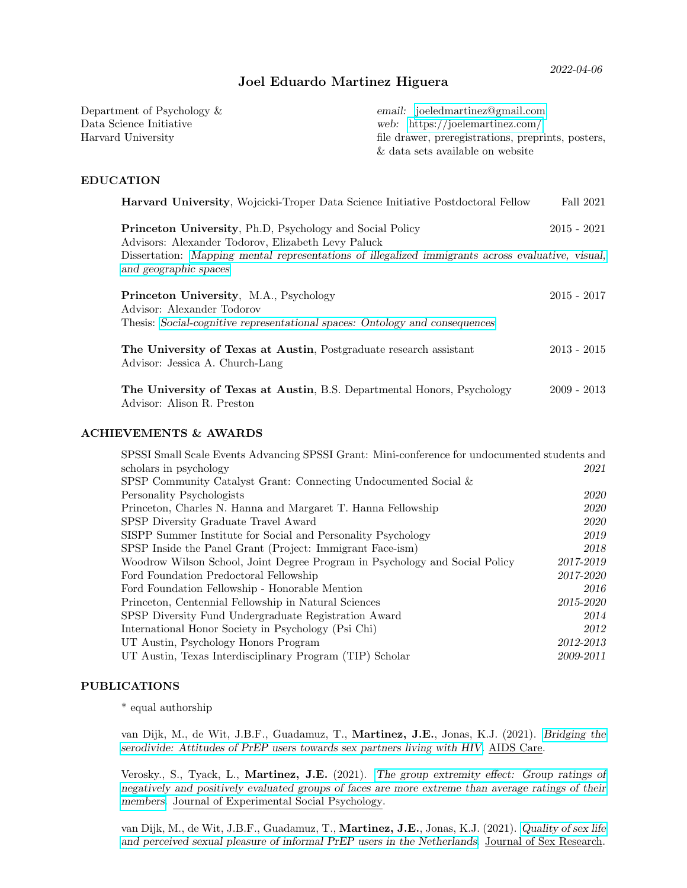2022-04-06

# Joel Eduardo Martinez Higuera

Department of Psychology &
Data Science Initiative
Harvard University

*email:* joeledmartinez@gmail.com
*web:* https://joelemartinez.com/
file drawer, preregistrations, preprints, posters, & data sets available on website

## EDUCATION

**Harvard University**, Wojcicki-Troper Data Science Initiative Postdoctoral Fellow — Fall 2021

**Princeton University**, Ph.D, Psychology and Social Policy — 2015 - 2021
Advisors: Alexander Todorov, Elizabeth Levy Paluck
Dissertation: *Mapping mental representations of illegalized immigrants across evaluative, visual, and geographic spaces*

**Princeton University**, M.A., Psychology — 2015 - 2017
Advisor: Alexander Todorov
Thesis: *Social-cognitive representational spaces: Ontology and consequences*

**The University of Texas at Austin**, Postgraduate research assistant — 2013 - 2015
Advisor: Jessica A. Church-Lang

**The University of Texas at Austin**, B.S. Departmental Honors, Psychology — 2009 - 2013
Advisor: Alison R. Preston

## ACHIEVEMENTS & AWARDS

- SPSSI Small Scale Events Advancing SPSSI Grant: Mini-conference for undocumented students and scholars in psychology — *2021*
- SPSP Community Catalyst Grant: Connecting Undocumented Social & Personality Psychologists — *2020*
- Princeton, Charles N. Hanna and Margaret T. Hanna Fellowship — *2020*
- SPSP Diversity Graduate Travel Award — *2020*
- SISPP Summer Institute for Social and Personality Psychology — *2019*
- SPSP Inside the Panel Grant (Project: Immigrant Face-ism) — *2018*
- Woodrow Wilson School, Joint Degree Program in Psychology and Social Policy — *2017-2019*
- Ford Foundation Predoctoral Fellowship — *2017-2020*
- Ford Foundation Fellowship - Honorable Mention — *2016*
- Princeton, Centennial Fellowship in Natural Sciences — *2015-2020*
- SPSP Diversity Fund Undergraduate Registration Award — *2014*
- International Honor Society in Psychology (Psi Chi) — *2012*
- UT Austin, Psychology Honors Program — *2012-2013*
- UT Austin, Texas Interdisciplinary Program (TIP) Scholar — *2009-2011*

## PUBLICATIONS

* equal authorship

van Dijk, M., de Wit, J.B.F., Guadamuz, T., **Martinez, J.E.**, Jonas, K.J. (2021). *Bridging the serodivide: Attitudes of PrEP users towards sex partners living with HIV*. AIDS Care.

Verosky., S., Tyack, L., **Martinez, J.E.** (2021). *The group extremity effect: Group ratings of negatively and positively evaluated groups of faces are more extreme than average ratings of their members*. Journal of Experimental Social Psychology.

van Dijk, M., de Wit, J.B.F., Guadamuz, T., **Martinez, J.E.**, Jonas, K.J. (2021). *Quality of sex life and perceived sexual pleasure of informal PrEP users in the Netherlands*. Journal of Sex Research.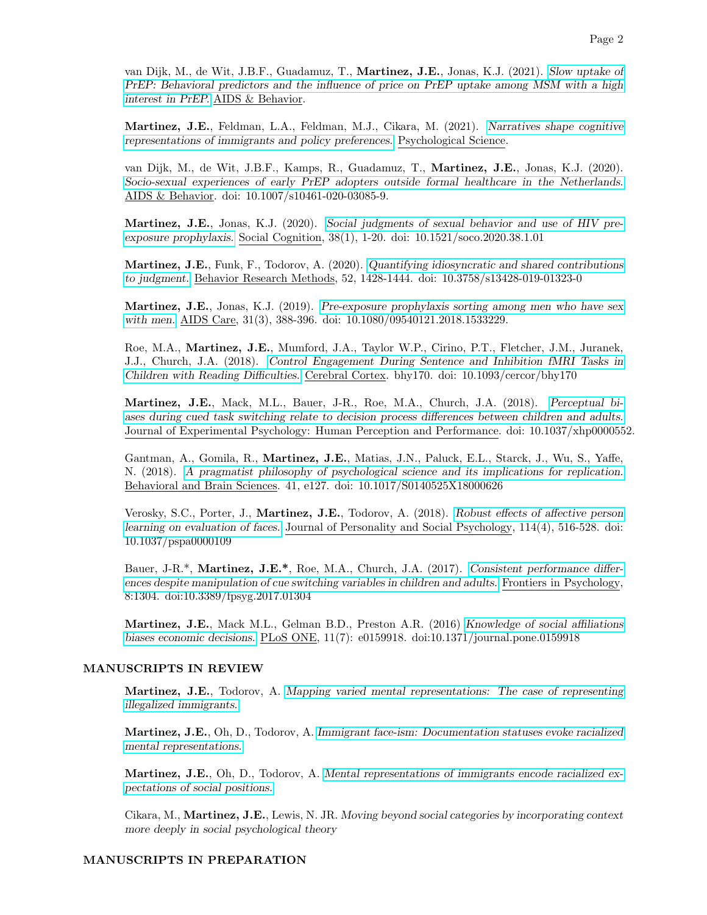van Dijk, M., de Wit, J.B.F., Guadamuz, T., **Martinez, J.E.**, Jonas, K.J. (2021). *Slow uptake of PrEP: Behavioral predictors and the influence of price on PrEP uptake among MSM with a high interest in PrEP.* AIDS & Behavior.

**Martinez, J.E.**, Feldman, L.A., Feldman, M.J., Cikara, M. (2021). *Narratives shape cognitive representations of immigrants and policy preferences.* Psychological Science.

van Dijk, M., de Wit, J.B.F., Kamps, R., Guadamuz, T., **Martinez, J.E.**, Jonas, K.J. (2020). *Socio-sexual experiences of early PrEP adopters outside formal healthcare in the Netherlands.* AIDS & Behavior. doi: 10.1007/s10461-020-03085-9.

**Martinez, J.E.**, Jonas, K.J. (2020). *Social judgments of sexual behavior and use of HIV pre-exposure prophylaxis.* Social Cognition, 38(1), 1-20. doi: 10.1521/soco.2020.38.1.01

**Martinez, J.E.**, Funk, F., Todorov, A. (2020). *Quantifying idiosyncratic and shared contributions to judgment.* Behavior Research Methods, 52, 1428-1444. doi: 10.3758/s13428-019-01323-0

**Martinez, J.E.**, Jonas, K.J. (2019). *Pre-exposure prophylaxis sorting among men who have sex with men.* AIDS Care, 31(3), 388-396. doi: 10.1080/09540121.2018.1533229.

Roe, M.A., **Martinez, J.E.**, Mumford, J.A., Taylor W.P., Cirino, P.T., Fletcher, J.M., Juranek, J.J., Church, J.A. (2018). *Control Engagement During Sentence and Inhibition fMRI Tasks in Children with Reading Difficulties.* Cerebral Cortex. bhy170. doi: 10.1093/cercor/bhy170

**Martinez, J.E.**, Mack, M.L., Bauer, J-R., Roe, M.A., Church, J.A. (2018). *Perceptual biases during cued task switching relate to decision process differences between children and adults.* Journal of Experimental Psychology: Human Perception and Performance. doi: 10.1037/xhp0000552.

Gantman, A., Gomila, R., **Martinez, J.E.**, Matias, J.N., Paluck, E.L., Starck, J., Wu, S., Yaffe, N. (2018). *A pragmatist philosophy of psychological science and its implications for replication.* Behavioral and Brain Sciences. 41, e127. doi: 10.1017/S0140525X18000626

Verosky, S.C., Porter, J., **Martinez, J.E.**, Todorov, A. (2018). *Robust effects of affective person learning on evaluation of faces.* Journal of Personality and Social Psychology, 114(4), 516-528. doi: 10.1037/pspa0000109

Bauer, J-R.*, **Martinez, J.E.***, Roe, M.A., Church, J.A. (2017). *Consistent performance differences despite manipulation of cue switching variables in children and adults.* Frontiers in Psychology, 8:1304. doi:10.3389/fpsyg.2017.01304

**Martinez, J.E.**, Mack M.L., Gelman B.D., Preston A.R. (2016) *Knowledge of social affiliations biases economic decisions.* PLoS ONE, 11(7): e0159918. doi:10.1371/journal.pone.0159918

## MANUSCRIPTS IN REVIEW

**Martinez, J.E.**, Todorov, A. *Mapping varied mental representations: The case of representing illegalized immigrants.*

**Martinez, J.E.**, Oh, D., Todorov, A. *Immigrant face-ism: Documentation statuses evoke racialized mental representations.*

**Martinez, J.E.**, Oh, D., Todorov, A. *Mental representations of immigrants encode racialized expectations of social positions.*

Cikara, M., **Martinez, J.E.**, Lewis, N. JR. *Moving beyond social categories by incorporating context more deeply in social psychological theory*

## MANUSCRIPTS IN PREPARATION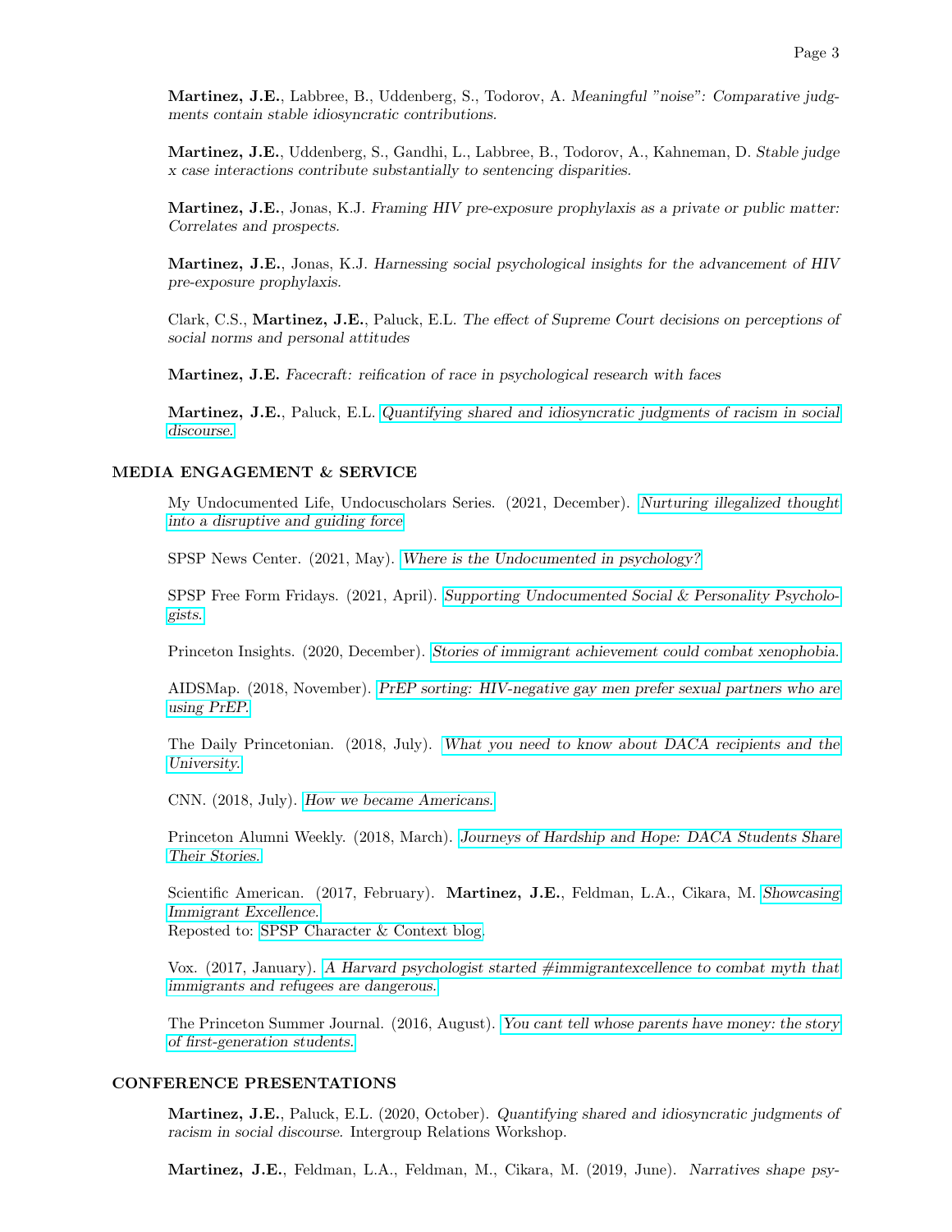**Martinez, J.E.**, Labbree, B., Uddenberg, S., Todorov, A. *Meaningful "noise": Comparative judgments contain stable idiosyncratic contributions.*

**Martinez, J.E.**, Uddenberg, S., Gandhi, L., Labbree, B., Todorov, A., Kahneman, D. *Stable judge x case interactions contribute substantially to sentencing disparities.*

**Martinez, J.E.**, Jonas, K.J. *Framing HIV pre-exposure prophylaxis as a private or public matter: Correlates and prospects.*

**Martinez, J.E.**, Jonas, K.J. *Harnessing social psychological insights for the advancement of HIV pre-exposure prophylaxis.*

Clark, C.S., **Martinez, J.E.**, Paluck, E.L. *The effect of Supreme Court decisions on perceptions of social norms and personal attitudes*

**Martinez, J.E.** *Facecraft: reification of race in psychological research with faces*

**Martinez, J.E.**, Paluck, E.L. *Quantifying shared and idiosyncratic judgments of racism in social discourse.*

## MEDIA ENGAGEMENT & SERVICE

My Undocumented Life, Undocuscholars Series. (2021, December). *Nurturing illegalized thought into a disruptive and guiding force*

SPSP News Center. (2021, May). *Where is the Undocumented in psychology?*

SPSP Free Form Fridays. (2021, April). *Supporting Undocumented Social & Personality Psychologists.*

Princeton Insights. (2020, December). *Stories of immigrant achievement could combat xenophobia.*

AIDSMap. (2018, November). *PrEP sorting: HIV-negative gay men prefer sexual partners who are using PrEP.*

The Daily Princetonian. (2018, July). *What you need to know about DACA recipients and the University.*

CNN. (2018, July). *How we became Americans.*

Princeton Alumni Weekly. (2018, March). *Journeys of Hardship and Hope: DACA Students Share Their Stories.*

Scientific American. (2017, February). **Martinez, J.E.**, Feldman, L.A., Cikara, M. *Showcasing Immigrant Excellence.*
Reposted to: SPSP Character & Context blog.

Vox. (2017, January). *A Harvard psychologist started #immigrantexcellence to combat myth that immigrants and refugees are dangerous.*

The Princeton Summer Journal. (2016, August). *You cant tell whose parents have money: the story of first-generation students.*

## CONFERENCE PRESENTATIONS

**Martinez, J.E.**, Paluck, E.L. (2020, October). *Quantifying shared and idiosyncratic judgments of racism in social discourse.* Intergroup Relations Workshop.

**Martinez, J.E.**, Feldman, L.A., Feldman, M., Cikara, M. (2019, June). *Narratives shape psy-*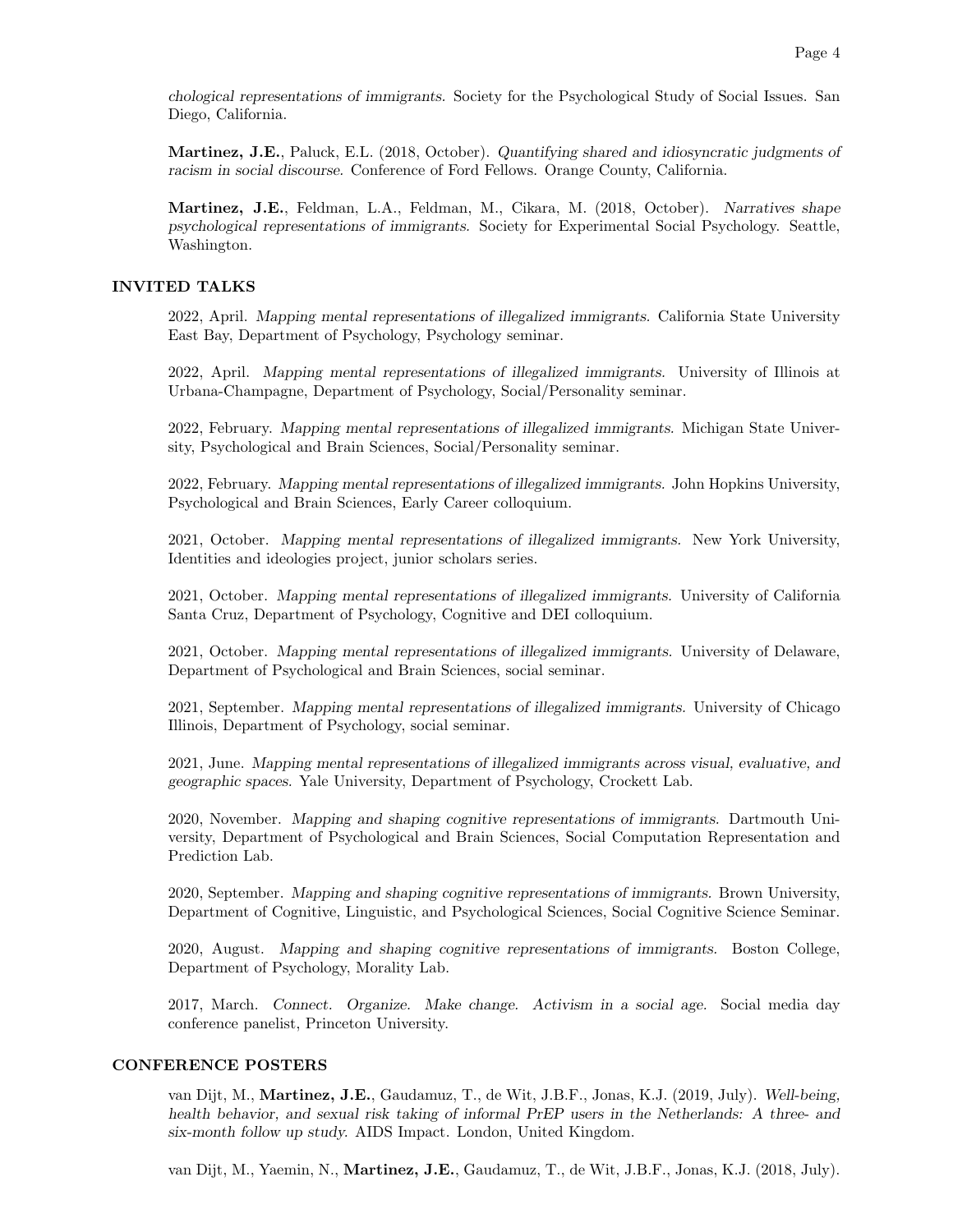*chological representations of immigrants.* Society for the Psychological Study of Social Issues. San Diego, California.

**Martinez, J.E.**, Paluck, E.L. (2018, October). *Quantifying shared and idiosyncratic judgments of racism in social discourse.* Conference of Ford Fellows. Orange County, California.

**Martinez, J.E.**, Feldman, L.A., Feldman, M., Cikara, M. (2018, October). *Narratives shape psychological representations of immigrants.* Society for Experimental Social Psychology. Seattle, Washington.

## INVITED TALKS

2022, April. *Mapping mental representations of illegalized immigrants.* California State University East Bay, Department of Psychology, Psychology seminar.

2022, April. *Mapping mental representations of illegalized immigrants.* University of Illinois at Urbana-Champagne, Department of Psychology, Social/Personality seminar.

2022, February. *Mapping mental representations of illegalized immigrants.* Michigan State University, Psychological and Brain Sciences, Social/Personality seminar.

2022, February. *Mapping mental representations of illegalized immigrants.* John Hopkins University, Psychological and Brain Sciences, Early Career colloquium.

2021, October. *Mapping mental representations of illegalized immigrants.* New York University, Identities and ideologies project, junior scholars series.

2021, October. *Mapping mental representations of illegalized immigrants.* University of California Santa Cruz, Department of Psychology, Cognitive and DEI colloquium.

2021, October. *Mapping mental representations of illegalized immigrants.* University of Delaware, Department of Psychological and Brain Sciences, social seminar.

2021, September. *Mapping mental representations of illegalized immigrants.* University of Chicago Illinois, Department of Psychology, social seminar.

2021, June. *Mapping mental representations of illegalized immigrants across visual, evaluative, and geographic spaces.* Yale University, Department of Psychology, Crockett Lab.

2020, November. *Mapping and shaping cognitive representations of immigrants.* Dartmouth University, Department of Psychological and Brain Sciences, Social Computation Representation and Prediction Lab.

2020, September. *Mapping and shaping cognitive representations of immigrants.* Brown University, Department of Cognitive, Linguistic, and Psychological Sciences, Social Cognitive Science Seminar.

2020, August. *Mapping and shaping cognitive representations of immigrants.* Boston College, Department of Psychology, Morality Lab.

2017, March. *Connect. Organize. Make change. Activism in a social age.* Social media day conference panelist, Princeton University.

## CONFERENCE POSTERS

van Dijt, M., **Martinez, J.E.**, Gaudamuz, T., de Wit, J.B.F., Jonas, K.J. (2019, July). *Well-being, health behavior, and sexual risk taking of informal PrEP users in the Netherlands: A three- and six-month follow up study.* AIDS Impact. London, United Kingdom.

van Dijt, M., Yaemin, N., **Martinez, J.E.**, Gaudamuz, T., de Wit, J.B.F., Jonas, K.J. (2018, July).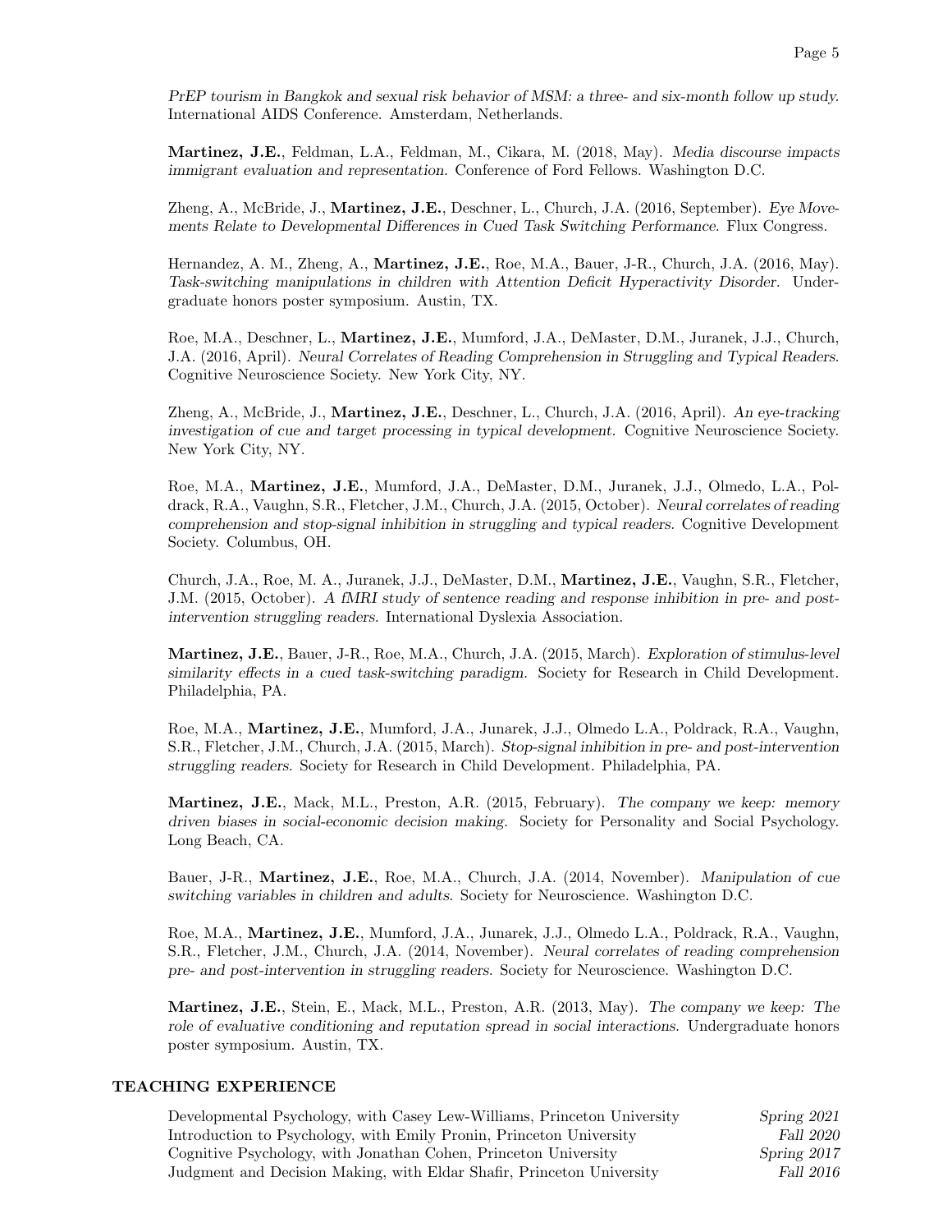*PrEP tourism in Bangkok and sexual risk behavior of MSM: a three- and six-month follow up study.* International AIDS Conference. Amsterdam, Netherlands.

**Martinez, J.E.**, Feldman, L.A., Feldman, M., Cikara, M. (2018, May). *Media discourse impacts immigrant evaluation and representation.* Conference of Ford Fellows. Washington D.C.

Zheng, A., McBride, J., **Martinez, J.E.**, Deschner, L., Church, J.A. (2016, September). *Eye Movements Relate to Developmental Differences in Cued Task Switching Performance.* Flux Congress.

Hernandez, A. M., Zheng, A., **Martinez, J.E.**, Roe, M.A., Bauer, J-R., Church, J.A. (2016, May). *Task-switching manipulations in children with Attention Deficit Hyperactivity Disorder.* Undergraduate honors poster symposium. Austin, TX.

Roe, M.A., Deschner, L., **Martinez, J.E.**, Mumford, J.A., DeMaster, D.M., Juranek, J.J., Church, J.A. (2016, April). *Neural Correlates of Reading Comprehension in Struggling and Typical Readers.* Cognitive Neuroscience Society. New York City, NY.

Zheng, A., McBride, J., **Martinez, J.E.**, Deschner, L., Church, J.A. (2016, April). *An eye-tracking investigation of cue and target processing in typical development.* Cognitive Neuroscience Society. New York City, NY.

Roe, M.A., **Martinez, J.E.**, Mumford, J.A., DeMaster, D.M., Juranek, J.J., Olmedo, L.A., Poldrack, R.A., Vaughn, S.R., Fletcher, J.M., Church, J.A. (2015, October). *Neural correlates of reading comprehension and stop-signal inhibition in struggling and typical readers.* Cognitive Development Society. Columbus, OH.

Church, J.A., Roe, M. A., Juranek, J.J., DeMaster, D.M., **Martinez, J.E.**, Vaughn, S.R., Fletcher, J.M. (2015, October). *A fMRI study of sentence reading and response inhibition in pre- and post-intervention struggling readers.* International Dyslexia Association.

**Martinez, J.E.**, Bauer, J-R., Roe, M.A., Church, J.A. (2015, March). *Exploration of stimulus-level similarity effects in a cued task-switching paradigm.* Society for Research in Child Development. Philadelphia, PA.

Roe, M.A., **Martinez, J.E.**, Mumford, J.A., Junarek, J.J., Olmedo L.A., Poldrack, R.A., Vaughn, S.R., Fletcher, J.M., Church, J.A. (2015, March). *Stop-signal inhibition in pre- and post-intervention struggling readers.* Society for Research in Child Development. Philadelphia, PA.

**Martinez, J.E.**, Mack, M.L., Preston, A.R. (2015, February). *The company we keep: memory driven biases in social-economic decision making.* Society for Personality and Social Psychology. Long Beach, CA.

Bauer, J-R., **Martinez, J.E.**, Roe, M.A., Church, J.A. (2014, November). *Manipulation of cue switching variables in children and adults.* Society for Neuroscience. Washington D.C.

Roe, M.A., **Martinez, J.E.**, Mumford, J.A., Junarek, J.J., Olmedo L.A., Poldrack, R.A., Vaughn, S.R., Fletcher, J.M., Church, J.A. (2014, November). *Neural correlates of reading comprehension pre- and post-intervention in struggling readers.* Society for Neuroscience. Washington D.C.

**Martinez, J.E.**, Stein, E., Mack, M.L., Preston, A.R. (2013, May). *The company we keep: The role of evaluative conditioning and reputation spread in social interactions.* Undergraduate honors poster symposium. Austin, TX.

## TEACHING EXPERIENCE

- Developmental Psychology, with Casey Lew-Williams, Princeton University — *Spring 2021*
- Introduction to Psychology, with Emily Pronin, Princeton University — *Fall 2020*
- Cognitive Psychology, with Jonathan Cohen, Princeton University — *Spring 2017*
- Judgment and Decision Making, with Eldar Shafir, Princeton University — *Fall 2016*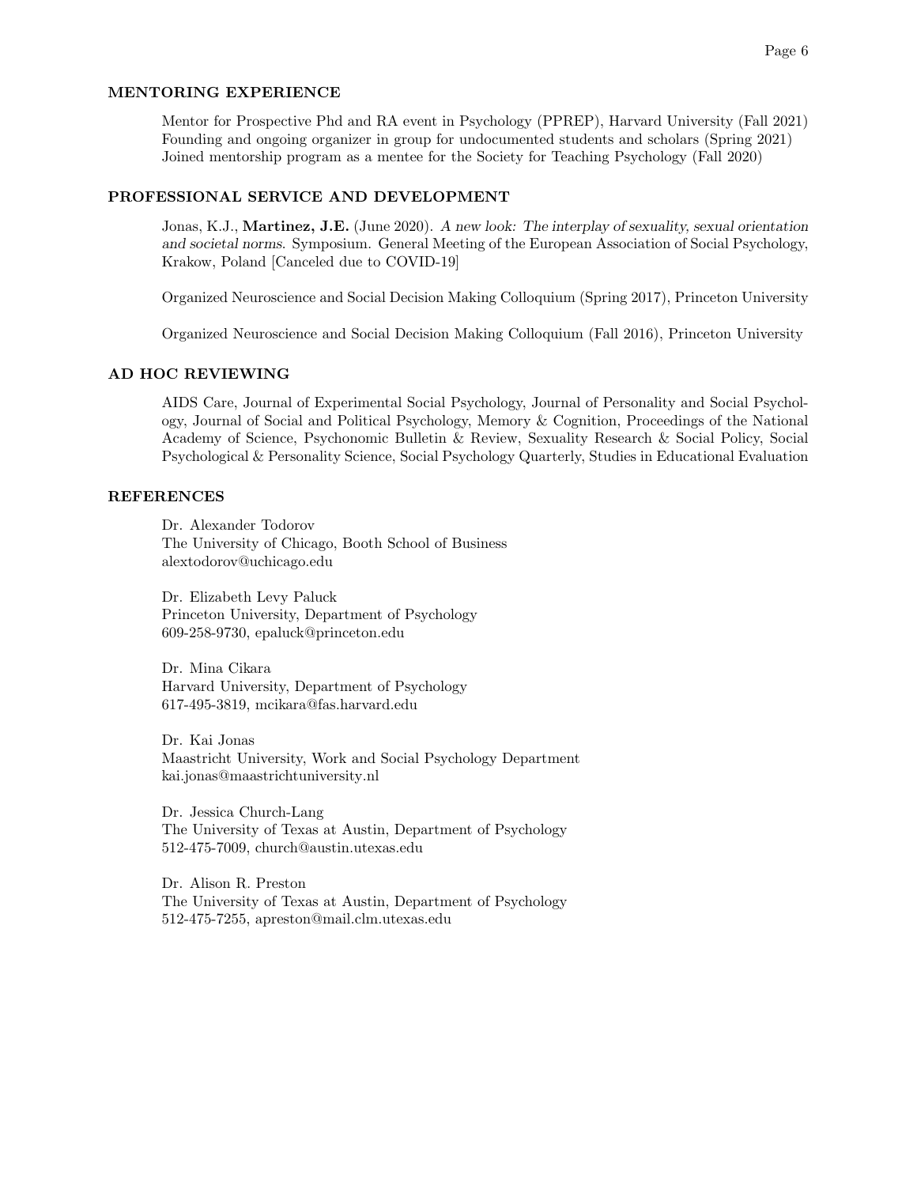## MENTORING EXPERIENCE

Mentor for Prospective Phd and RA event in Psychology (PPREP), Harvard University (Fall 2021)
Founding and ongoing organizer in group for undocumented students and scholars (Spring 2021)
Joined mentorship program as a mentee for the Society for Teaching Psychology (Fall 2020)

## PROFESSIONAL SERVICE AND DEVELOPMENT

Jonas, K.J., **Martinez, J.E.** (June 2020). *A new look: The interplay of sexuality, sexual orientation and societal norms.* Symposium. General Meeting of the European Association of Social Psychology, Krakow, Poland [Canceled due to COVID-19]

Organized Neuroscience and Social Decision Making Colloquium (Spring 2017), Princeton University

Organized Neuroscience and Social Decision Making Colloquium (Fall 2016), Princeton University

## AD HOC REVIEWING

AIDS Care, Journal of Experimental Social Psychology, Journal of Personality and Social Psychology, Journal of Social and Political Psychology, Memory & Cognition, Proceedings of the National Academy of Science, Psychonomic Bulletin & Review, Sexuality Research & Social Policy, Social Psychological & Personality Science, Social Psychology Quarterly, Studies in Educational Evaluation

## REFERENCES

Dr. Alexander Todorov
The University of Chicago, Booth School of Business
alextodorov@uchicago.edu

Dr. Elizabeth Levy Paluck
Princeton University, Department of Psychology
609-258-9730, epaluck@princeton.edu

Dr. Mina Cikara
Harvard University, Department of Psychology
617-495-3819, mcikara@fas.harvard.edu

Dr. Kai Jonas
Maastricht University, Work and Social Psychology Department
kai.jonas@maastrichtuniversity.nl

Dr. Jessica Church-Lang
The University of Texas at Austin, Department of Psychology
512-475-7009, church@austin.utexas.edu

Dr. Alison R. Preston
The University of Texas at Austin, Department of Psychology
512-475-7255, apreston@mail.clm.utexas.edu